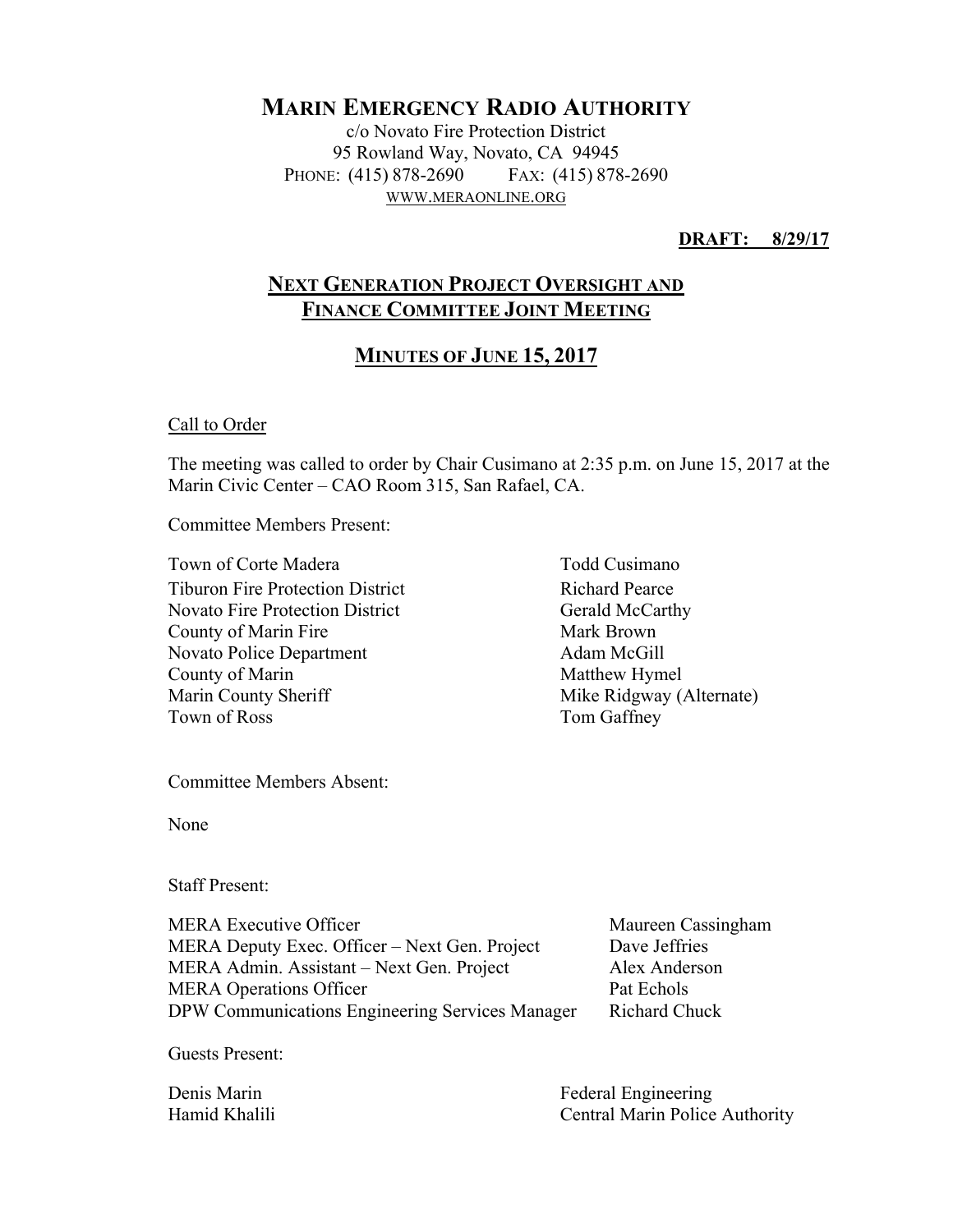# Marin Emergency Radio Authority

c/o Novato Fire Protection District
95 Rowland Way, Novato, CA 94945
Phone: (415) 878-2690 Fax: (415) 878-2690
www.meraonline.org

**DRAFT: 8/29/17**

## Next Generation Project Oversight and Finance Committee Joint Meeting

## Minutes of June 15, 2017

Call to Order

The meeting was called to order by Chair Cusimano at 2:35 p.m. on June 15, 2017 at the Marin Civic Center – CAO Room 315, San Rafael, CA.

Committee Members Present:

| | |
|---|---|
| Town of Corte Madera | Todd Cusimano |
| Tiburon Fire Protection District | Richard Pearce |
| Novato Fire Protection District | Gerald McCarthy |
| County of Marin Fire | Mark Brown |
| Novato Police Department | Adam McGill |
| County of Marin | Matthew Hymel |
| Marin County Sheriff | Mike Ridgway (Alternate) |
| Town of Ross | Tom Gaffney |

Committee Members Absent:

None

Staff Present:

| | |
|---|---|
| MERA Executive Officer | Maureen Cassingham |
| MERA Deputy Exec. Officer – Next Gen. Project | Dave Jeffries |
| MERA Admin. Assistant – Next Gen. Project | Alex Anderson |
| MERA Operations Officer | Pat Echols |
| DPW Communications Engineering Services Manager | Richard Chuck |

Guests Present:

| | |
|---|---|
| Denis Marin | Federal Engineering |
| Hamid Khalili | Central Marin Police Authority |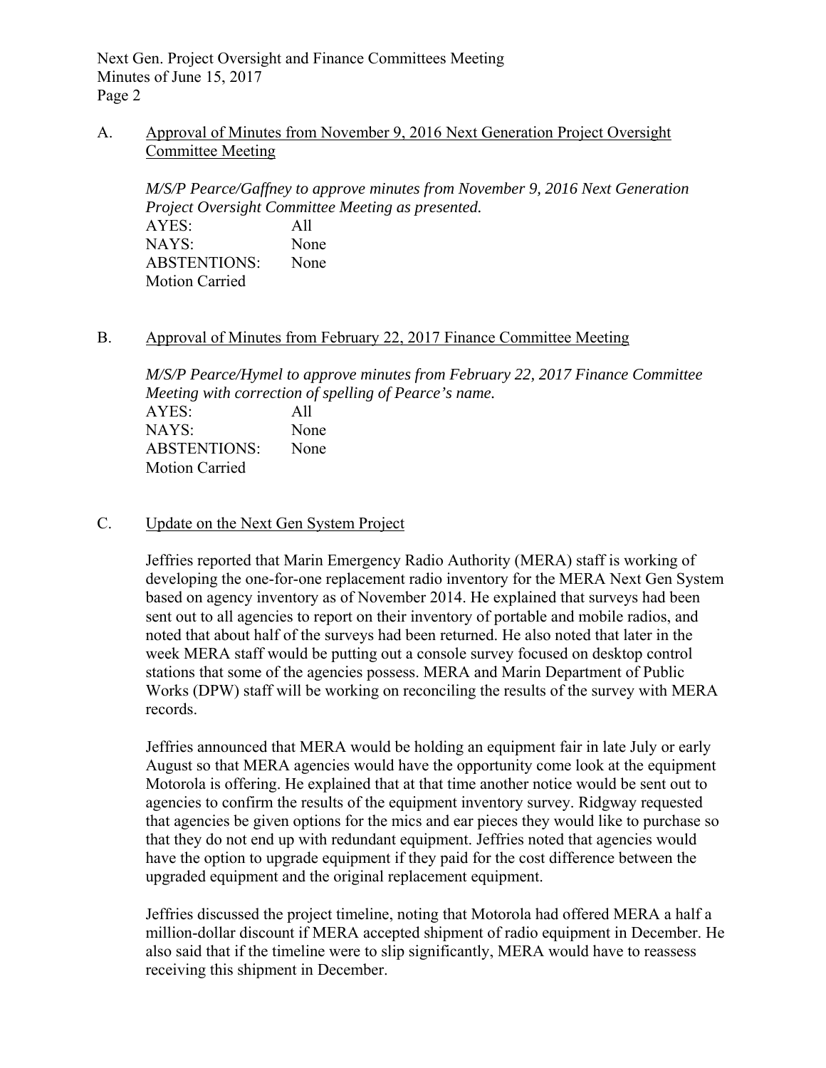A. Approval of Minutes from November 9, 2016 Next Generation Project Oversight Committee Meeting

*M/S/P Pearce/Gaffney to approve minutes from November 9, 2016 Next Generation Project Oversight Committee Meeting as presented.*

AYES: All
NAYS: None
ABSTENTIONS: None
Motion Carried

B. Approval of Minutes from February 22, 2017 Finance Committee Meeting

*M/S/P Pearce/Hymel to approve minutes from February 22, 2017 Finance Committee Meeting with correction of spelling of Pearce's name.*

AYES: All
NAYS: None
ABSTENTIONS: None
Motion Carried

C. Update on the Next Gen System Project

Jeffries reported that Marin Emergency Radio Authority (MERA) staff is working of developing the one-for-one replacement radio inventory for the MERA Next Gen System based on agency inventory as of November 2014. He explained that surveys had been sent out to all agencies to report on their inventory of portable and mobile radios, and noted that about half of the surveys had been returned. He also noted that later in the week MERA staff would be putting out a console survey focused on desktop control stations that some of the agencies possess. MERA and Marin Department of Public Works (DPW) staff will be working on reconciling the results of the survey with MERA records.

Jeffries announced that MERA would be holding an equipment fair in late July or early August so that MERA agencies would have the opportunity come look at the equipment Motorola is offering. He explained that at that time another notice would be sent out to agencies to confirm the results of the equipment inventory survey. Ridgway requested that agencies be given options for the mics and ear pieces they would like to purchase so that they do not end up with redundant equipment. Jeffries noted that agencies would have the option to upgrade equipment if they paid for the cost difference between the upgraded equipment and the original replacement equipment.

Jeffries discussed the project timeline, noting that Motorola had offered MERA a half a million-dollar discount if MERA accepted shipment of radio equipment in December. He also said that if the timeline were to slip significantly, MERA would have to reassess receiving this shipment in December.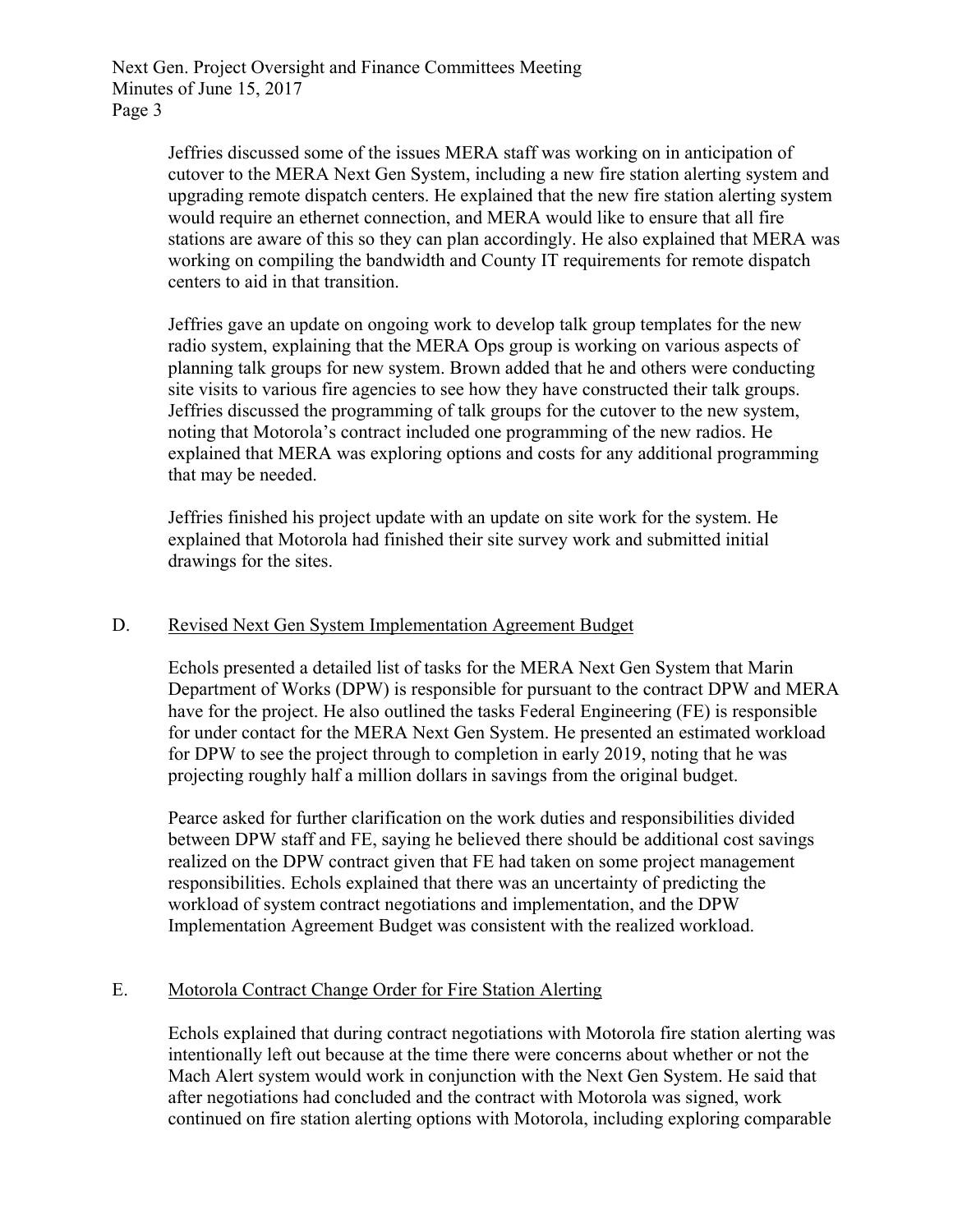Jeffries discussed some of the issues MERA staff was working on in anticipation of cutover to the MERA Next Gen System, including a new fire station alerting system and upgrading remote dispatch centers. He explained that the new fire station alerting system would require an ethernet connection, and MERA would like to ensure that all fire stations are aware of this so they can plan accordingly. He also explained that MERA was working on compiling the bandwidth and County IT requirements for remote dispatch centers to aid in that transition.

Jeffries gave an update on ongoing work to develop talk group templates for the new radio system, explaining that the MERA Ops group is working on various aspects of planning talk groups for new system. Brown added that he and others were conducting site visits to various fire agencies to see how they have constructed their talk groups. Jeffries discussed the programming of talk groups for the cutover to the new system, noting that Motorola's contract included one programming of the new radios. He explained that MERA was exploring options and costs for any additional programming that may be needed.

Jeffries finished his project update with an update on site work for the system. He explained that Motorola had finished their site survey work and submitted initial drawings for the sites.

D. Revised Next Gen System Implementation Agreement Budget

Echols presented a detailed list of tasks for the MERA Next Gen System that Marin Department of Works (DPW) is responsible for pursuant to the contract DPW and MERA have for the project. He also outlined the tasks Federal Engineering (FE) is responsible for under contact for the MERA Next Gen System. He presented an estimated workload for DPW to see the project through to completion in early 2019, noting that he was projecting roughly half a million dollars in savings from the original budget.

Pearce asked for further clarification on the work duties and responsibilities divided between DPW staff and FE, saying he believed there should be additional cost savings realized on the DPW contract given that FE had taken on some project management responsibilities. Echols explained that there was an uncertainty of predicting the workload of system contract negotiations and implementation, and the DPW Implementation Agreement Budget was consistent with the realized workload.

E. Motorola Contract Change Order for Fire Station Alerting

Echols explained that during contract negotiations with Motorola fire station alerting was intentionally left out because at the time there were concerns about whether or not the Mach Alert system would work in conjunction with the Next Gen System. He said that after negotiations had concluded and the contract with Motorola was signed, work continued on fire station alerting options with Motorola, including exploring comparable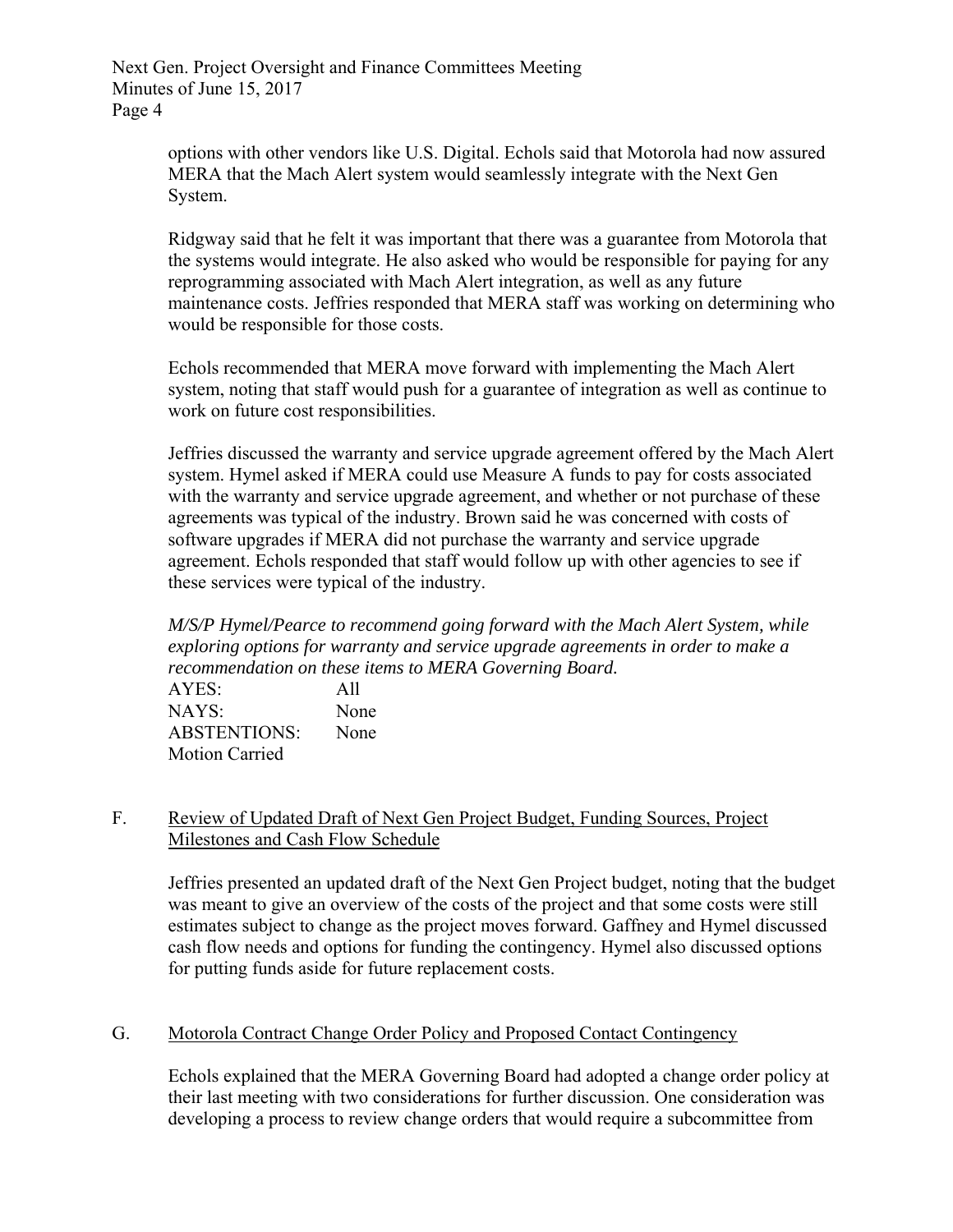options with other vendors like U.S. Digital. Echols said that Motorola had now assured MERA that the Mach Alert system would seamlessly integrate with the Next Gen System.

Ridgway said that he felt it was important that there was a guarantee from Motorola that the systems would integrate. He also asked who would be responsible for paying for any reprogramming associated with Mach Alert integration, as well as any future maintenance costs. Jeffries responded that MERA staff was working on determining who would be responsible for those costs.

Echols recommended that MERA move forward with implementing the Mach Alert system, noting that staff would push for a guarantee of integration as well as continue to work on future cost responsibilities.

Jeffries discussed the warranty and service upgrade agreement offered by the Mach Alert system. Hymel asked if MERA could use Measure A funds to pay for costs associated with the warranty and service upgrade agreement, and whether or not purchase of these agreements was typical of the industry. Brown said he was concerned with costs of software upgrades if MERA did not purchase the warranty and service upgrade agreement. Echols responded that staff would follow up with other agencies to see if these services were typical of the industry.

*M/S/P Hymel/Pearce to recommend going forward with the Mach Alert System, while exploring options for warranty and service upgrade agreements in order to make a recommendation on these items to MERA Governing Board.*

AYES: All
NAYS: None
ABSTENTIONS: None
Motion Carried

F. Review of Updated Draft of Next Gen Project Budget, Funding Sources, Project Milestones and Cash Flow Schedule

Jeffries presented an updated draft of the Next Gen Project budget, noting that the budget was meant to give an overview of the costs of the project and that some costs were still estimates subject to change as the project moves forward. Gaffney and Hymel discussed cash flow needs and options for funding the contingency. Hymel also discussed options for putting funds aside for future replacement costs.

G. Motorola Contract Change Order Policy and Proposed Contact Contingency

Echols explained that the MERA Governing Board had adopted a change order policy at their last meeting with two considerations for further discussion. One consideration was developing a process to review change orders that would require a subcommittee from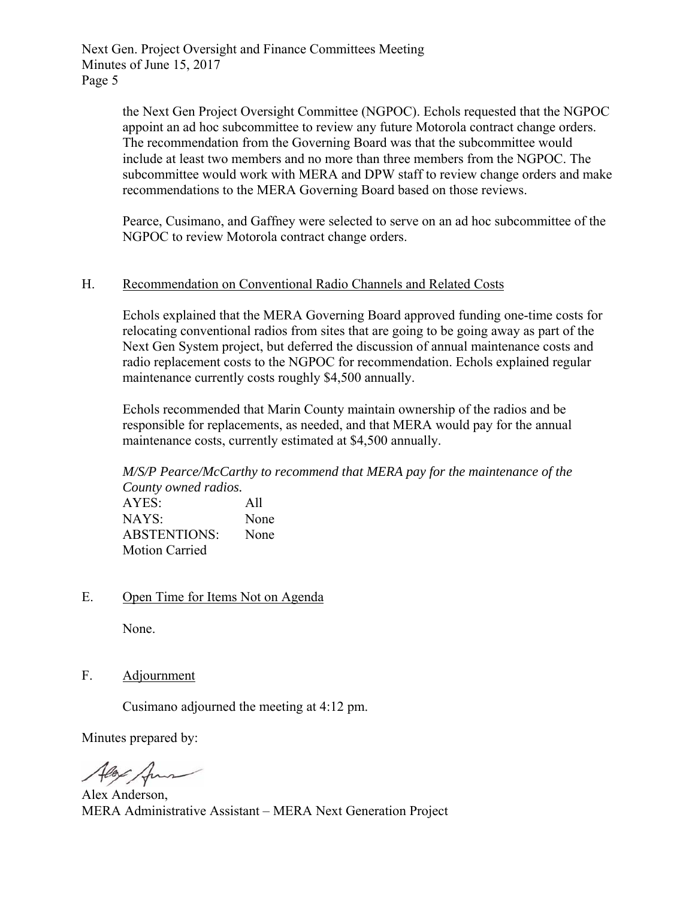the Next Gen Project Oversight Committee (NGPOC). Echols requested that the NGPOC appoint an ad hoc subcommittee to review any future Motorola contract change orders. The recommendation from the Governing Board was that the subcommittee would include at least two members and no more than three members from the NGPOC. The subcommittee would work with MERA and DPW staff to review change orders and make recommendations to the MERA Governing Board based on those reviews.

Pearce, Cusimano, and Gaffney were selected to serve on an ad hoc subcommittee of the NGPOC to review Motorola contract change orders.

H. Recommendation on Conventional Radio Channels and Related Costs

Echols explained that the MERA Governing Board approved funding one-time costs for relocating conventional radios from sites that are going to be going away as part of the Next Gen System project, but deferred the discussion of annual maintenance costs and radio replacement costs to the NGPOC for recommendation. Echols explained regular maintenance currently costs roughly $4,500 annually.

Echols recommended that Marin County maintain ownership of the radios and be responsible for replacements, as needed, and that MERA would pay for the annual maintenance costs, currently estimated at $4,500 annually.

*M/S/P Pearce/McCarthy to recommend that MERA pay for the maintenance of the County owned radios.*

AYES: All
NAYS: None
ABSTENTIONS: None
Motion Carried

E. Open Time for Items Not on Agenda

None.

F. Adjournment

Cusimano adjourned the meeting at 4:12 pm.

Minutes prepared by:

Alex Anderson,
MERA Administrative Assistant – MERA Next Generation Project